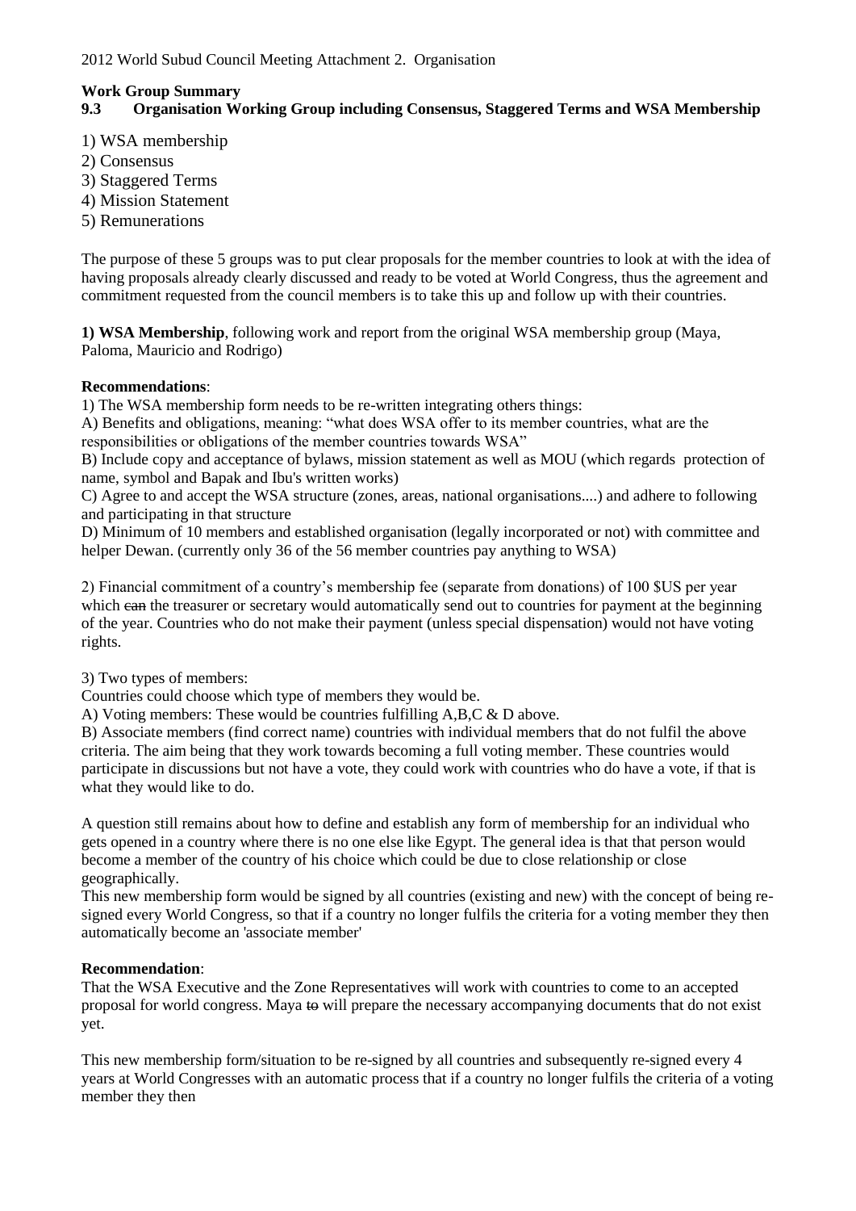2012 World Subud Council Meeting Attachment 2. Organisation

**Work Group Summary**
**9.3 Organisation Working Group including Consensus, Staggered Terms and WSA Membership**

1) WSA membership
2) Consensus
3) Staggered Terms
4) Mission Statement
5) Remunerations

The purpose of these 5 groups was to put clear proposals for the member countries to look at with the idea of having proposals already clearly discussed and ready to be voted at World Congress, thus the agreement and commitment requested from the council members is to take this up and follow up with their countries.

**1) WSA Membership**, following work and report from the original WSA membership group (Maya, Paloma, Mauricio and Rodrigo)

**Recommendations**:

1) The WSA membership form needs to be re-written integrating others things:

A) Benefits and obligations, meaning: "what does WSA offer to its member countries, what are the responsibilities or obligations of the member countries towards WSA"

B) Include copy and acceptance of bylaws, mission statement as well as MOU (which regards protection of name, symbol and Bapak and Ibu's written works)

C) Agree to and accept the WSA structure (zones, areas, national organisations....) and adhere to following and participating in that structure

D) Minimum of 10 members and established organisation (legally incorporated or not) with committee and helper Dewan. (currently only 36 of the 56 member countries pay anything to WSA)

2) Financial commitment of a country's membership fee (separate from donations) of 100 $US per year which ~~can~~ the treasurer or secretary would automatically send out to countries for payment at the beginning of the year. Countries who do not make their payment (unless special dispensation) would not have voting rights.

3) Two types of members:

Countries could choose which type of members they would be.

A) Voting members: These would be countries fulfilling A,B,C & D above.

B) Associate members (find correct name) countries with individual members that do not fulfil the above criteria. The aim being that they work towards becoming a full voting member. These countries would participate in discussions but not have a vote, they could work with countries who do have a vote, if that is what they would like to do.

A question still remains about how to define and establish any form of membership for an individual who gets opened in a country where there is no one else like Egypt. The general idea is that that person would become a member of the country of his choice which could be due to close relationship or close geographically.

This new membership form would be signed by all countries (existing and new) with the concept of being re-signed every World Congress, so that if a country no longer fulfils the criteria for a voting member they then automatically become an 'associate member'

**Recommendation**:

That the WSA Executive and the Zone Representatives will work with countries to come to an accepted proposal for world congress. Maya ~~to~~ will prepare the necessary accompanying documents that do not exist yet.

This new membership form/situation to be re-signed by all countries and subsequently re-signed every 4 years at World Congresses with an automatic process that if a country no longer fulfils the criteria of a voting member they then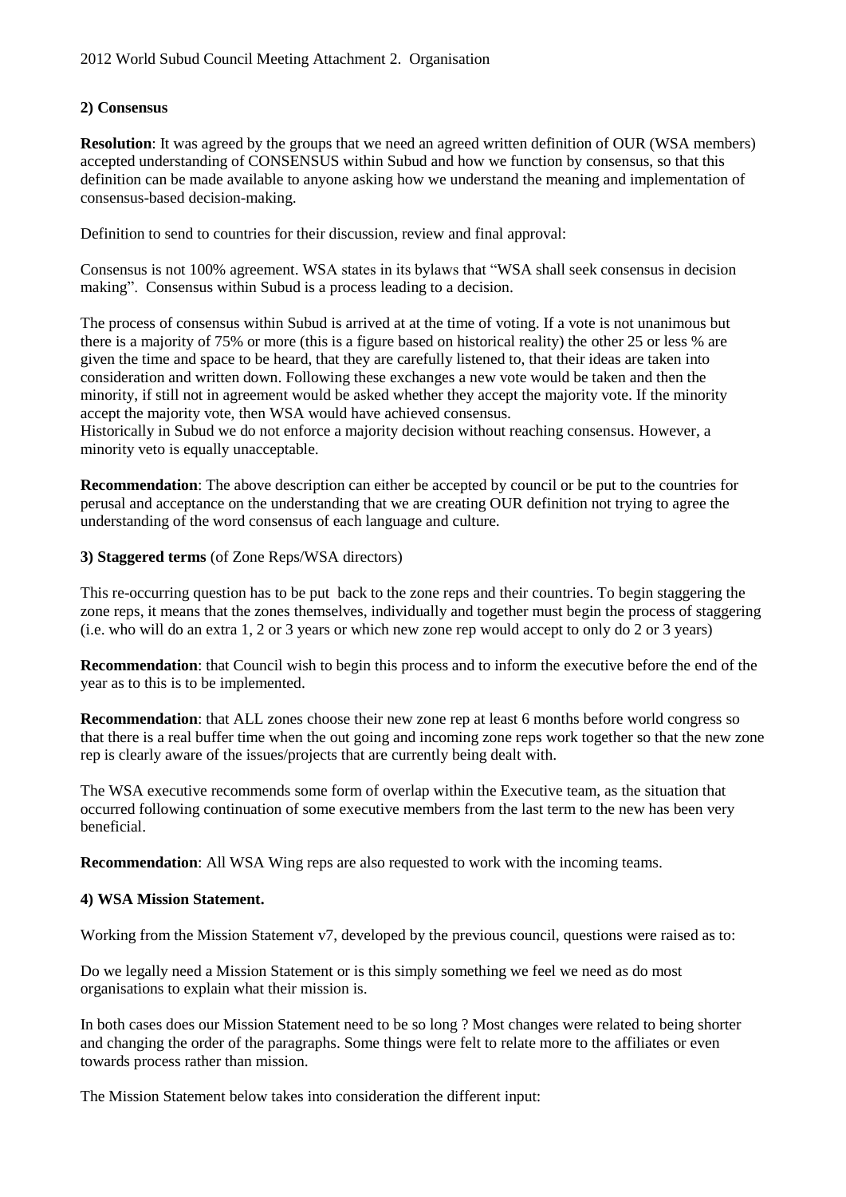**2) Consensus**

**Resolution**: It was agreed by the groups that we need an agreed written definition of OUR (WSA members) accepted understanding of CONSENSUS within Subud and how we function by consensus, so that this definition can be made available to anyone asking how we understand the meaning and implementation of consensus-based decision-making.

Definition to send to countries for their discussion, review and final approval:

Consensus is not 100% agreement. WSA states in its bylaws that "WSA shall seek consensus in decision making". Consensus within Subud is a process leading to a decision.

The process of consensus within Subud is arrived at at the time of voting. If a vote is not unanimous but there is a majority of 75% or more (this is a figure based on historical reality) the other 25 or less % are given the time and space to be heard, that they are carefully listened to, that their ideas are taken into consideration and written down. Following these exchanges a new vote would be taken and then the minority, if still not in agreement would be asked whether they accept the majority vote. If the minority accept the majority vote, then WSA would have achieved consensus.
Historically in Subud we do not enforce a majority decision without reaching consensus. However, a minority veto is equally unacceptable.

**Recommendation**: The above description can either be accepted by council or be put to the countries for perusal and acceptance on the understanding that we are creating OUR definition not trying to agree the understanding of the word consensus of each language and culture.

**3) Staggered terms** (of Zone Reps/WSA directors)

This re-occurring question has to be put back to the zone reps and their countries. To begin staggering the zone reps, it means that the zones themselves, individually and together must begin the process of staggering (i.e. who will do an extra 1, 2 or 3 years or which new zone rep would accept to only do 2 or 3 years)

**Recommendation**: that Council wish to begin this process and to inform the executive before the end of the year as to this is to be implemented.

**Recommendation**: that ALL zones choose their new zone rep at least 6 months before world congress so that there is a real buffer time when the out going and incoming zone reps work together so that the new zone rep is clearly aware of the issues/projects that are currently being dealt with.

The WSA executive recommends some form of overlap within the Executive team, as the situation that occurred following continuation of some executive members from the last term to the new has been very beneficial.

**Recommendation**: All WSA Wing reps are also requested to work with the incoming teams.

**4) WSA Mission Statement.**

Working from the Mission Statement v7, developed by the previous council, questions were raised as to:

Do we legally need a Mission Statement or is this simply something we feel we need as do most organisations to explain what their mission is.

In both cases does our Mission Statement need to be so long ? Most changes were related to being shorter and changing the order of the paragraphs. Some things were felt to relate more to the affiliates or even towards process rather than mission.

The Mission Statement below takes into consideration the different input: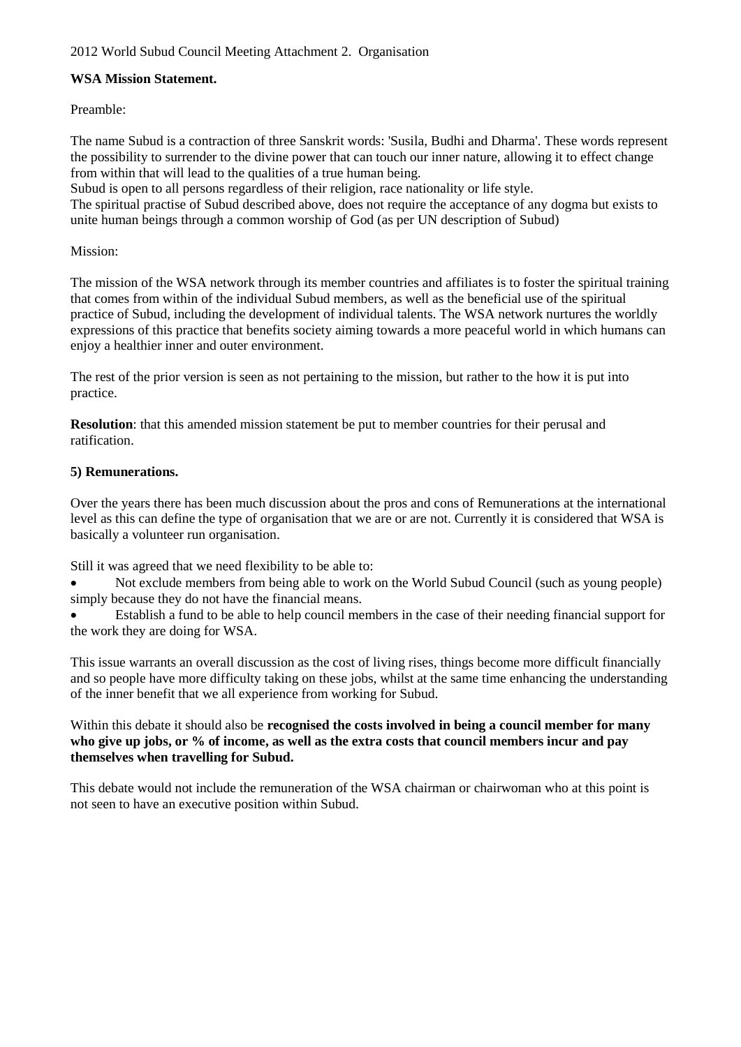2012 World Subud Council Meeting Attachment 2. Organisation

**WSA Mission Statement.**

Preamble:

The name Subud is a contraction of three Sanskrit words: 'Susila, Budhi and Dharma'. These words represent the possibility to surrender to the divine power that can touch our inner nature, allowing it to effect change from within that will lead to the qualities of a true human being.
Subud is open to all persons regardless of their religion, race nationality or life style.
The spiritual practise of Subud described above, does not require the acceptance of any dogma but exists to unite human beings through a common worship of God (as per UN description of Subud)

Mission:

The mission of the WSA network through its member countries and affiliates is to foster the spiritual training that comes from within of the individual Subud members, as well as the beneficial use of the spiritual practice of Subud, including the development of individual talents. The WSA network nurtures the worldly expressions of this practice that benefits society aiming towards a more peaceful world in which humans can enjoy a healthier inner and outer environment.

The rest of the prior version is seen as not pertaining to the mission, but rather to the how it is put into practice.

**Resolution**: that this amended mission statement be put to member countries for their perusal and ratification.

**5) Remunerations.**

Over the years there has been much discussion about the pros and cons of Remunerations at the international level as this can define the type of organisation that we are or are not. Currently it is considered that WSA is basically a volunteer run organisation.

Still it was agreed that we need flexibility to be able to:

- Not exclude members from being able to work on the World Subud Council (such as young people) simply because they do not have the financial means.
- Establish a fund to be able to help council members in the case of their needing financial support for the work they are doing for WSA.

This issue warrants an overall discussion as the cost of living rises, things become more difficult financially and so people have more difficulty taking on these jobs, whilst at the same time enhancing the understanding of the inner benefit that we all experience from working for Subud.

Within this debate it should also be **recognised the costs involved in being a council member for many who give up jobs, or % of income, as well as the extra costs that council members incur and pay themselves when travelling for Subud.**

This debate would not include the remuneration of the WSA chairman or chairwoman who at this point is not seen to have an executive position within Subud.